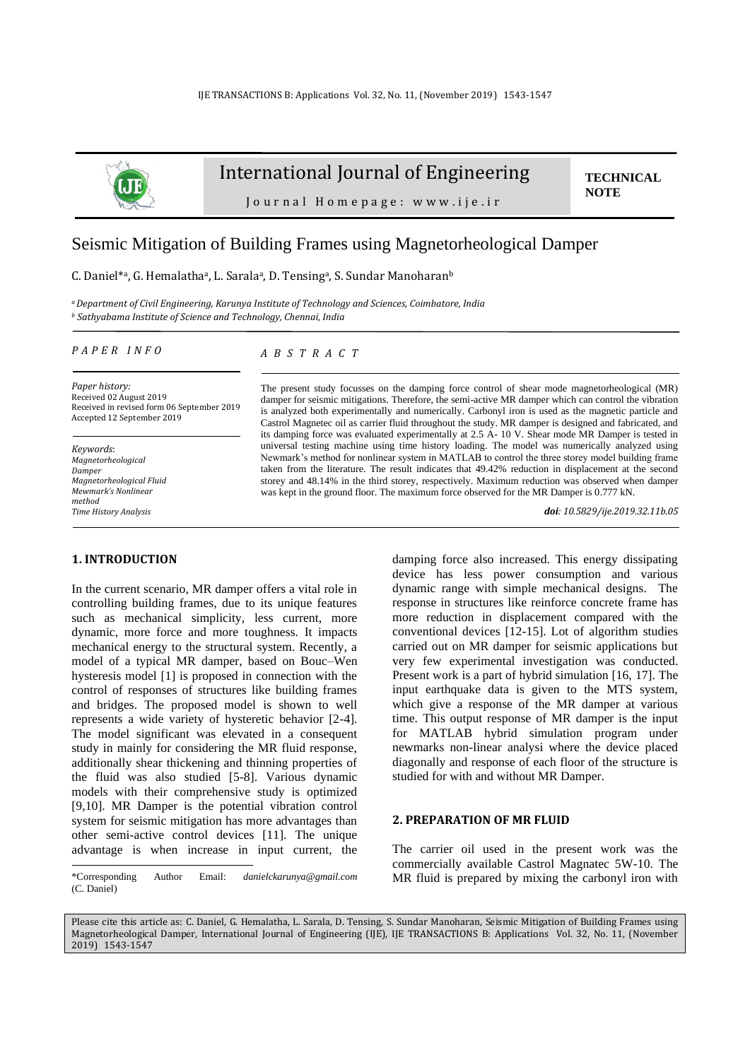International Journal of Engineering

Journal Homepage: www.ije.ir

**TECHNICAL NOTE**

# Seismic Mitigation of Building Frames using Magnetorheological Damper

C. Daniel*[a], G. Hemalatha[a], L. Sarala[a], D. Tensing[a], S. Sundar Manoharan[b]

[a] *Department of Civil Engineering, Karunya Institute of Technology and Sciences, Coimbatore, India*
[b] *Sathyabama Institute of Science and Technology, Chennai, India*

*PAPER INFO*

*Paper history:*
Received 02 August 2019
Received in revised form 06 September 2019
Accepted 12 September 2019

*Keywords*:
*Magnetorheological Damper*
*Magnetorheological Fluid*
*Mewmark's Nonlinear method*
*Time History Analysis*

*ABSTRACT*

The present study focusses on the damping force control of shear mode magnetorheological (MR) damper for seismic mitigations. Therefore, the semi-active MR damper which can control the vibration is analyzed both experimentally and numerically. Carbonyl iron is used as the magnetic particle and Castrol Magnetec oil as carrier fluid throughout the study. MR damper is designed and fabricated, and its damping force was evaluated experimentally at 2.5 A- 10 V. Shear mode MR Damper is tested in universal testing machine using time history loading. The model was numerically analyzed using Newmark's method for nonlinear system in MATLAB to control the three storey model building frame taken from the literature. The result indicates that 49.42% reduction in displacement at the second storey and 48.14% in the third storey, respectively. Maximum reduction was observed when damper was kept in the ground floor. The maximum force observed for the MR Damper is 0.777 kN.

***doi**: 10.5829/ije.2019.32.11b.05*

## 1. INTRODUCTION

In the current scenario, MR damper offers a vital role in controlling building frames, due to its unique features such as mechanical simplicity, less current, more dynamic, more force and more toughness. It impacts mechanical energy to the structural system. Recently, a model of a typical MR damper, based on Bouc–Wen hysteresis model [1] is proposed in connection with the control of responses of structures like building frames and bridges. The proposed model is shown to well represents a wide variety of hysteretic behavior [2-4]. The model significant was elevated in a consequent study in mainly for considering the MR fluid response, additionally shear thickening and thinning properties of the fluid was also studied [5-8]. Various dynamic models with their comprehensive study is optimized [9,10]. MR Damper is the potential vibration control system for seismic mitigation has more advantages than other semi-active control devices [11]. The unique advantage is when increase in input current, the damping force also increased. This energy dissipating device has less power consumption and various dynamic range with simple mechanical designs. The response in structures like reinforce concrete frame has more reduction in displacement compared with the conventional devices [12-15]. Lot of algorithm studies carried out on MR damper for seismic applications but very few experimental investigation was conducted. Present work is a part of hybrid simulation [16, 17]. The input earthquake data is given to the MTS system, which give a response of the MR damper at various time. This output response of MR damper is the input for MATLAB hybrid simulation program under newmarks non-linear analysi where the device placed diagonally and response of each floor of the structure is studied for with and without MR Damper.

## 2. PREPARATION OF MR FLUID

The carrier oil used in the present work was the commercially available Castrol Magnatec 5W-10. The MR fluid is prepared by mixing the carbonyl iron with

*Corresponding Author Email: *danielckarunya@gmail.com* (C. Daniel)

Please cite this article as: C. Daniel, G. Hemalatha, L. Sarala, D. Tensing, S. Sundar Manoharan, Seismic Mitigation of Building Frames using Magnetorheological Damper, International Journal of Engineering (IJE), IJE TRANSACTIONS B: Applications Vol. 32, No. 11, (November 2019) 1543-1547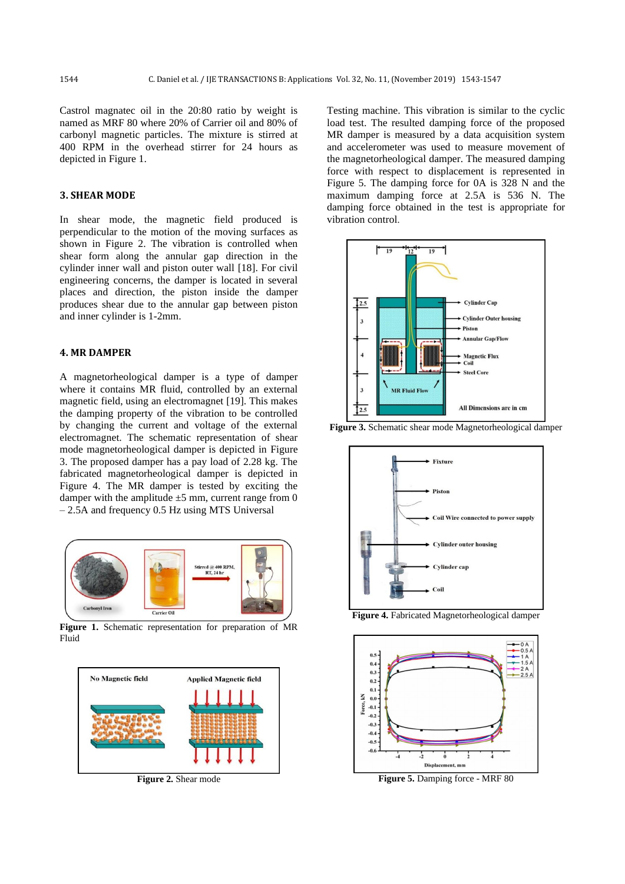Castrol magnatec oil in the 20:80 ratio by weight is named as MRF 80 where 20% of Carrier oil and 80% of carbonyl magnetic particles. The mixture is stirred at 400 RPM in the overhead stirrer for 24 hours as depicted in Figure 1.

Figure 1. Schematic representation for preparation of MR Fluid

## 3. SHEAR MODE

In shear mode, the magnetic field produced is perpendicular to the motion of the moving surfaces as shown in Figure 2. The vibration is controlled when shear form along the annular gap direction in the cylinder inner wall and piston outer wall [18]. For civil engineering concerns, the damper is located in several places and direction, the piston inside the damper produces shear due to the annular gap between piston and inner cylinder is 1-2mm.

Figure 2. Shear mode

## 4. MR DAMPER

A magnetorheological damper is a type of damper where it contains MR fluid, controlled by an external magnetic field, using an electromagnet [19]. This makes the damping property of the vibration to be controlled by changing the current and voltage of the external electromagnet. The schematic representation of shear mode magnetorheological damper is depicted in Figure 3. The proposed damper has a pay load of 2.28 kg. The fabricated magnetorheological damper is depicted in Figure 4. The MR damper is tested by exciting the damper with the amplitude ±5 mm, current range from 0 – 2.5A and frequency 0.5 Hz using MTS Universal Testing machine. This vibration is similar to the cyclic load test. The resulted damping force of the proposed MR damper is measured by a data acquisition system and accelerometer was used to measure movement of the magnetorheological damper. The measured damping force with respect to displacement is represented in Figure 5. The damping force for 0A is 328 N and the maximum damping force at 2.5A is 536 N. The damping force obtained in the test is appropriate for vibration control.

Figure 3. Schematic shear mode Magnetorheological damper

Figure 4. Fabricated Magnetorheological damper

Figure 5. Damping force - MRF 80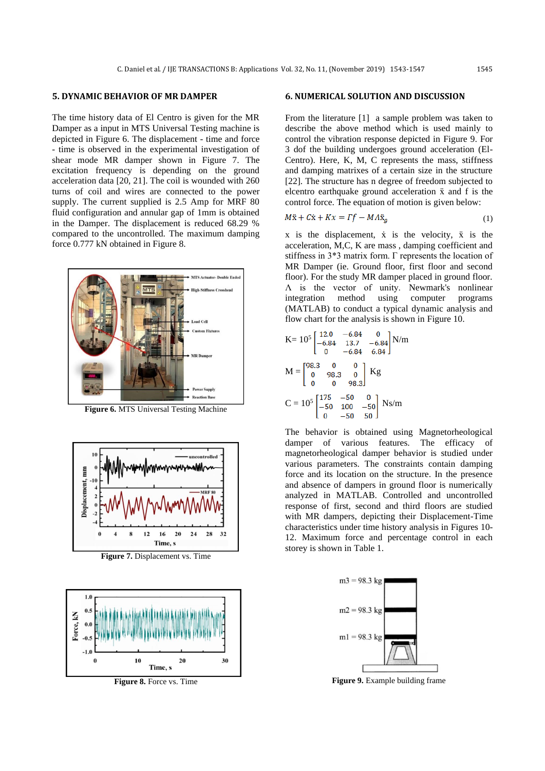## 5. DYNAMIC BEHAVIOR OF MR DAMPER

The time history data of El Centro is given for the MR Damper as a input in MTS Universal Testing machine is depicted in Figure 6. The displacement - time and force - time is observed in the experimental investigation of shear mode MR damper shown in Figure 7. The excitation frequency is depending on the ground acceleration data [20, 21]. The coil is wounded with 260 turns of coil and wires are connected to the power supply. The current supplied is 2.5 Amp for MRF 80 fluid configuration and annular gap of 1mm is obtained in the Damper. The displacement is reduced 68.29 % compared to the uncontrolled. The maximum damping force 0.777 kN obtained in Figure 8.

**Figure 6.** MTS Universal Testing Machine

**Figure 7.** Displacement vs. Time

**Figure 8.** Force vs. Time

## 6. NUMERICAL SOLUTION AND DISCUSSION

From the literature [1] a sample problem was taken to describe the above method which is used mainly to control the vibration response depicted in Figure 9. For 3 dof the building undergoes ground acceleration (El-Centro). Here, K, M, C represents the mass, stiffness and damping matrixes of a certain size in the structure [22]. The structure has n degree of freedom subjected to elcentro earthquake ground acceleration $\ddot{x}$ and f is the control force. The equation of motion is given below:

$$M\ddot{x} + C\dot{x} + Kx = \Gamma f - M\Lambda\ddot{x}_g \tag{1}$$

x is the displacement, $\dot{x}$ is the velocity, $\ddot{x}$ is the acceleration, M,C, K are mass , damping coefficient and stiffness in 3*3 matrix form. Γ represents the location of MR Damper (ie. Ground floor, first floor and second floor). For the study MR damper placed in ground floor. Λ is the vector of unity. Newmark's nonlinear integration method using computer programs (MATLAB) to conduct a typical dynamic analysis and flow chart for the analysis is shown in Figure 10.

$$K = 10^5 \begin{bmatrix} 12.0 & -6.84 & 0 \\ -6.84 & 13.7 & -6.84 \\ 0 & -6.84 & 6.84 \end{bmatrix} \text{N/m}$$

$$M = \begin{bmatrix} 98.3 & 0 & 0 \\ 0 & 98.3 & 0 \\ 0 & 0 & 98.3 \end{bmatrix} \text{Kg}$$

$$C = 10^5 \begin{bmatrix} 175 & -50 & 0 \\ -50 & 100 & -50 \\ 0 & -50 & 50 \end{bmatrix} \text{Ns/m}$$

The behavior is obtained using Magnetorheological damper of various features. The efficacy of magnetorheological damper behavior is studied under various parameters. The constraints contain damping force and its location on the structure. In the presence and absence of dampers in ground floor is numerically analyzed in MATLAB. Controlled and uncontrolled response of first, second and third floors are studied with MR dampers, depicting their Displacement-Time characteristics under time history analysis in Figures 10-12. Maximum force and percentage control in each storey is shown in Table 1.

**Figure 9.** Example building frame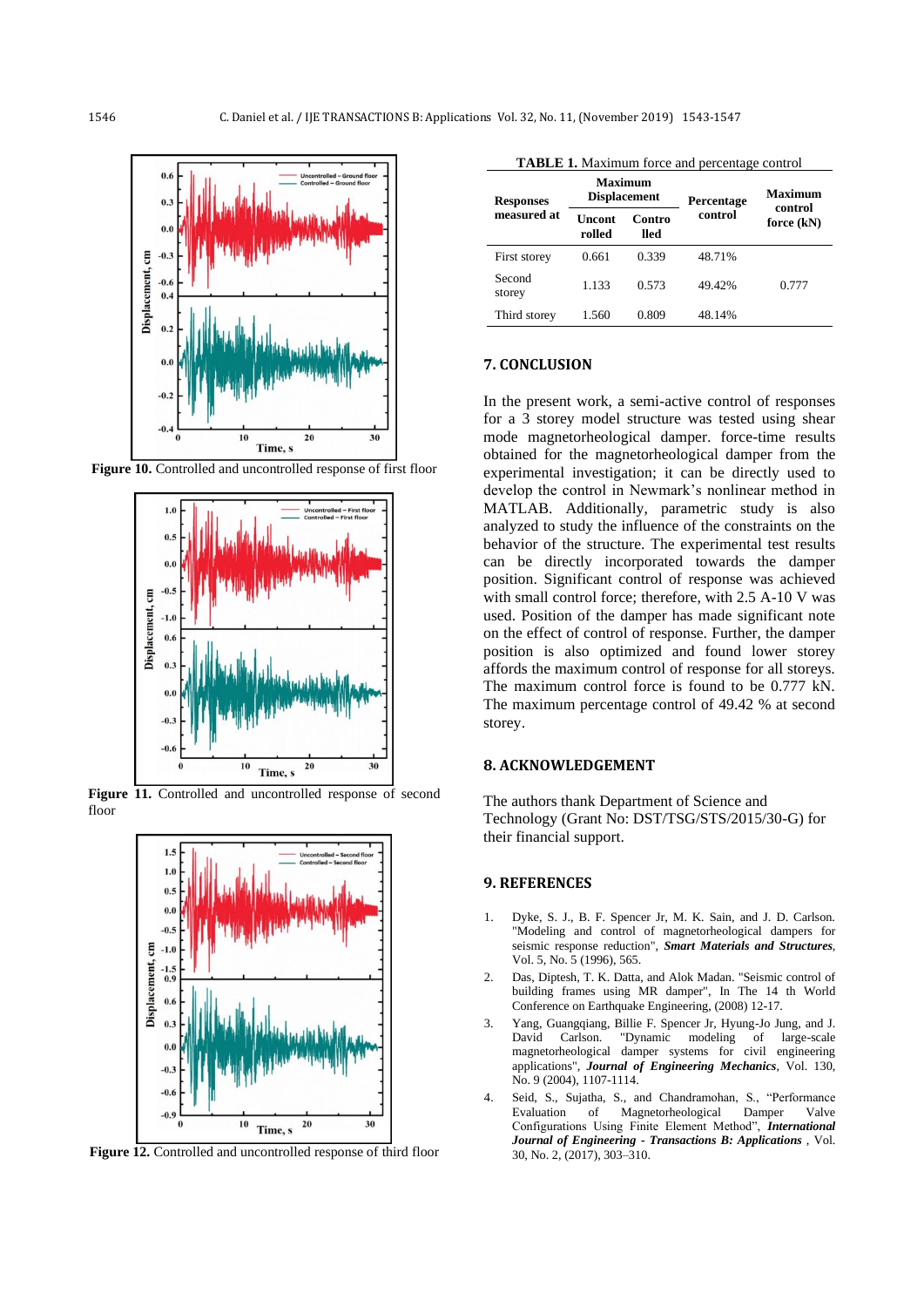Figure 10. Controlled and uncontrolled response of first floor

Figure 11. Controlled and uncontrolled response of second floor

Figure 12. Controlled and uncontrolled response of third floor

**TABLE 1.** Maximum force and percentage control

| Responses measured at | Maximum Displacement | | Percentage control | Maximum control force (kN) |
|---|---|---|---|---|
| | Uncontrolled | Controlled | | |
| First storey | 0.661 | 0.339 | 48.71% | |
| Second storey | 1.133 | 0.573 | 49.42% | 0.777 |
| Third storey | 1.560 | 0.809 | 48.14% | |

## 7. CONCLUSION

In the present work, a semi-active control of responses for a 3 storey model structure was tested using shear mode magnetorheological damper. force-time results obtained for the magnetorheological damper from the experimental investigation; it can be directly used to develop the control in Newmark's nonlinear method in MATLAB. Additionally, parametric study is also analyzed to study the influence of the constraints on the behavior of the structure. The experimental test results can be directly incorporated towards the damper position. Significant control of response was achieved with small control force; therefore, with 2.5 A-10 V was used. Position of the damper has made significant note on the effect of control of response. Further, the damper position is also optimized and found lower storey affords the maximum control of response for all storeys. The maximum control force is found to be 0.777 kN. The maximum percentage control of 49.42 % at second storey.

## 8. ACKNOWLEDGEMENT

The authors thank Department of Science and Technology (Grant No: DST/TSG/STS/2015/30-G) for their financial support.

## 9. REFERENCES

1. Dyke, S. J., B. F. Spencer Jr, M. K. Sain, and J. D. Carlson. "Modeling and control of magnetorheological dampers for seismic response reduction", ***Smart Materials and Structures***, Vol. 5, No. 5 (1996), 565.
2. Das, Diptesh, T. K. Datta, and Alok Madan. "Seismic control of building frames using MR damper", In The 14 th World Conference on Earthquake Engineering, (2008) 12-17.
3. Yang, Guangqiang, Billie F. Spencer Jr, Hyung-Jo Jung, and J. David Carlson. "Dynamic modeling of large-scale magnetorheological damper systems for civil engineering applications", ***Journal of Engineering Mechanics***, Vol. 130, No. 9 (2004), 1107-1114.
4. Seid, S., Sujatha, S., and Chandramohan, S., "Performance Evaluation of Magnetorheological Damper Valve Configurations Using Finite Element Method", ***International Journal of Engineering - Transactions B: Applications*** , Vol. 30, No. 2, (2017), 303–310.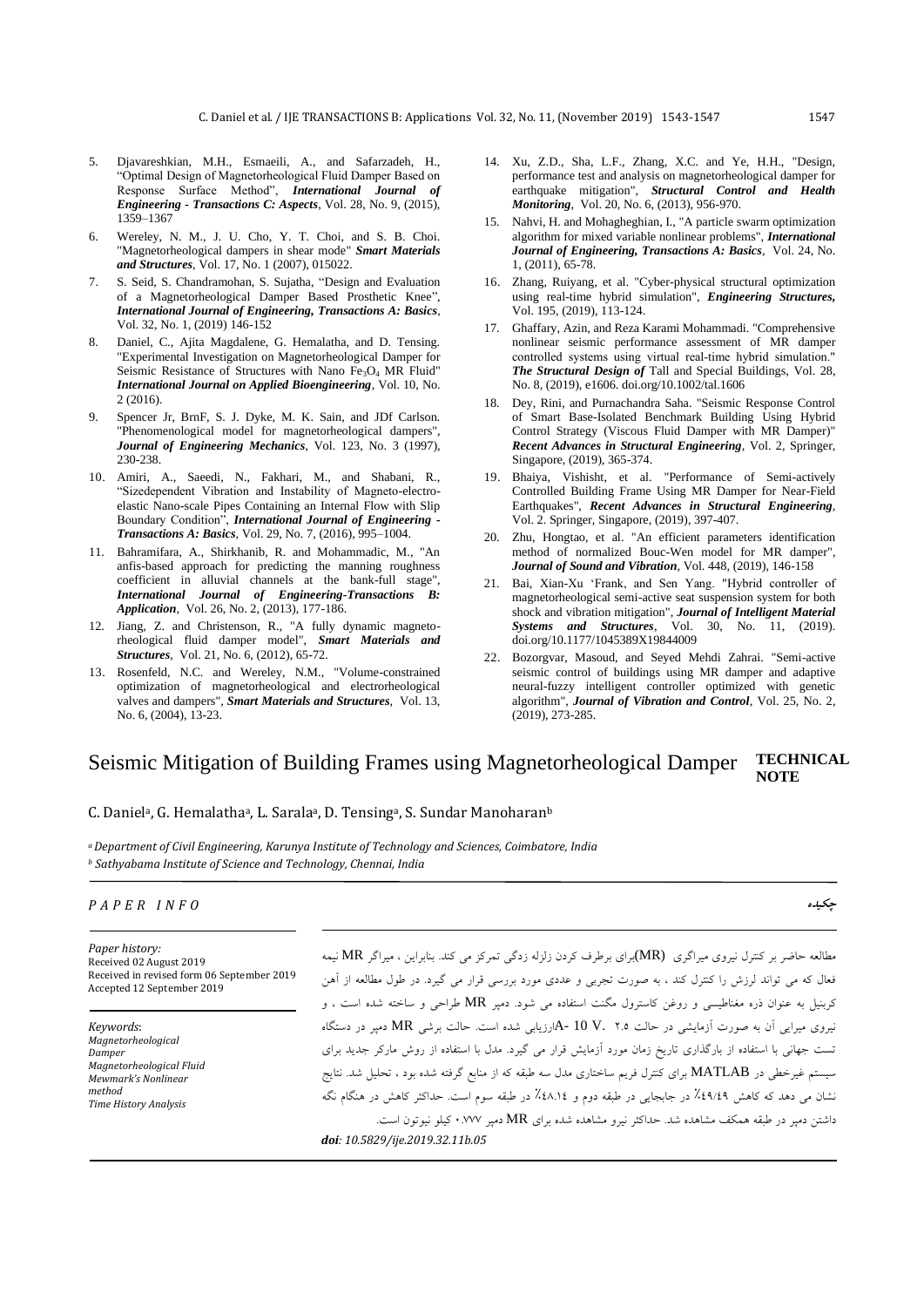5. Djavareshkian, M.H., Esmaeili, A., and Safarzadeh, H., "Optimal Design of Magnetorheological Fluid Damper Based on Response Surface Method", ***International Journal of Engineering - Transactions C: Aspects***, Vol. 28, No. 9, (2015), 1359–1367
6. Wereley, N. M., J. U. Cho, Y. T. Choi, and S. B. Choi. "Magnetorheological dampers in shear mode" ***Smart Materials and Structures***, Vol. 17, No. 1 (2007), 015022.
7. S. Seid, S. Chandramohan, S. Sujatha, "Design and Evaluation of a Magnetorheological Damper Based Prosthetic Knee", ***International Journal of Engineering, Transactions A: Basics***, Vol. 32, No. 1, (2019) 146-152
8. Daniel, C., Ajita Magdalene, G. Hemalatha, and D. Tensing. "Experimental Investigation on Magnetorheological Damper for Seismic Resistance of Structures with Nano $Fe_3O_4$ MR Fluid" ***International Journal on Applied Bioengineering***, Vol. 10, No. 2 (2016).
9. Spencer Jr, BrnF, S. J. Dyke, M. K. Sain, and JDf Carlson. "Phenomenological model for magnetorheological dampers", ***Journal of Engineering Mechanics***, Vol. 123, No. 3 (1997), 230-238.
10. Amiri, A., Saeedi, N., Fakhari, M., and Shabani, R., "Sizedependent Vibration and Instability of Magneto-electroelastic Nano-scale Pipes Containing an Internal Flow with Slip Boundary Condition", ***International Journal of Engineering - Transactions A: Basics***, Vol. 29, No. 7, (2016), 995–1004.
11. Bahramifara, A., Shirkhanib, R. and Mohammadic, M., "An anfis-based approach for predicting the manning roughness coefficient in alluvial channels at the bank-full stage", ***International Journal of Engineering-Transactions B: Application***, Vol. 26, No. 2, (2013), 177-186.
12. Jiang, Z. and Christenson, R., "A fully dynamic magnetorheological fluid damper model", ***Smart Materials and Structures***, Vol. 21, No. 6, (2012), 65-72.
13. Rosenfeld, N.C. and Wereley, N.M., "Volume-constrained optimization of magnetorheological and electrorheological valves and dampers", ***Smart Materials and Structures***, Vol. 13, No. 6, (2004), 13-23.
14. Xu, Z.D., Sha, L.F., Zhang, X.C. and Ye, H.H., "Design, performance test and analysis on magnetorheological damper for earthquake mitigation", ***Structural Control and Health Monitoring***, Vol. 20, No. 6, (2013), 956-970.
15. Nahvi, H. and Mohagheghian, I., "A particle swarm optimization algorithm for mixed variable nonlinear problems", ***International Journal of Engineering, Transactions A: Basics***, Vol. 24, No. 1, (2011), 65-78.
16. Zhang, Ruiyang, et al. "Cyber-physical structural optimization using real-time hybrid simulation", ***Engineering Structures,*** Vol. 195, (2019), 113-124.
17. Ghaffary, Azin, and Reza Karami Mohammadi. "Comprehensive nonlinear seismic performance assessment of MR damper controlled systems using virtual real-time hybrid simulation." ***The Structural Design of*** Tall and Special Buildings, Vol. 28, No. 8, (2019), e1606. doi.org/10.1002/tal.1606
18. Dey, Rini, and Purnachandra Saha. "Seismic Response Control of Smart Base-Isolated Benchmark Building Using Hybrid Control Strategy (Viscous Fluid Damper with MR Damper)" ***Recent Advances in Structural Engineering***, Vol. 2, Springer, Singapore, (2019), 365-374.
19. Bhaiya, Vishisht, et al. "Performance of Semi-actively Controlled Building Frame Using MR Damper for Near-Field Earthquakes", ***Recent Advances in Structural Engineering***, Vol. 2. Springer, Singapore, (2019), 397-407.
20. Zhu, Hongtao, et al. "An efficient parameters identification method of normalized Bouc-Wen model for MR damper", ***Journal of Sound and Vibration***, Vol. 448, (2019), 146-158
21. Bai, Xian-Xu 'Frank, and Sen Yang. "Hybrid controller of magnetorheological semi-active seat suspension system for both shock and vibration mitigation", ***Journal of Intelligent Material Systems and Structures***, Vol. 30, No. 11, (2019). doi.org/10.1177/1045389X19844009
22. Bozorgvar, Masoud, and Seyed Mehdi Zahrai. "Semi-active seismic control of buildings using MR damper and adaptive neural-fuzzy intelligent controller optimized with genetic algorithm", ***Journal of Vibration and Control***, Vol. 25, No. 2, (2019), 273-285.

# Seismic Mitigation of Building Frames using Magnetorheological Damper

**TECHNICAL NOTE**

C. Daniel[a], G. Hemalatha[a], L. Sarala[a], D. Tensing[a], S. Sundar Manoharan[b]

*[a] Department of Civil Engineering, Karunya Institute of Technology and Sciences, Coimbatore, India*
*[b] Sathyabama Institute of Science and Technology, Chennai, India*

*PAPER INFO*

*Paper history:*
Received 02 August 2019
Received in revised form 06 September 2019
Accepted 12 September 2019

*Keywords*:
*Magnetorheological Damper*
*Magnetorheological Fluid*
*Mewmark's Nonlinear method*
*Time History Analysis*

**چکیده**

مطالعه حاضر بر کنترل نیروی میراگری (MR)برای برطرف کردن زلزله زدگی تمرکز می کند. بنابراین ، میراگر MR نیمه فعال که می تواند لرزش را کنترل کند ، به صورت تجربی و عددی مورد بررسی قرار می گیرد. در طول مطالعه از آهن کربنیل به عنوان ذره مغناطیسی و روغن کاسترول مگنت استفاده می شود. دمپر MR طراحی و ساخته شده است ، و نیروی میرایی آن به صورت آزمایشی در حالت ۲.۵ A- 10 V. ارزیابی شده است. حالت برشی MR دمپر در دستگاه تست جهانی با استفاده از بارگذاری تاریخ زمان مورد آزمایش قرار می گیرد. مدل با استفاده از روش مارکر جدید برای سیستم غیرخطی در MATLAB برای کنترل فریم ساختاری مدل سه طبقه که از منابع گرفته شده بود ، تحلیل شد. نتایج نشان می دهد که کاهش ٤٩/٤٩٪ در جابجایی در طبقه دوم و ٤٨.١٤٪ در طبقه سوم است. حداکثر کاهش در هنگام نگه داشتن دمپر در طبقه همکف مشاهده شد. حداکثر نیرو مشاهده شده برای MR دمپر ۰.۷۷۷ کیلو نیوتون است.

***doi**: 10.5829/ije.2019.32.11b.05*